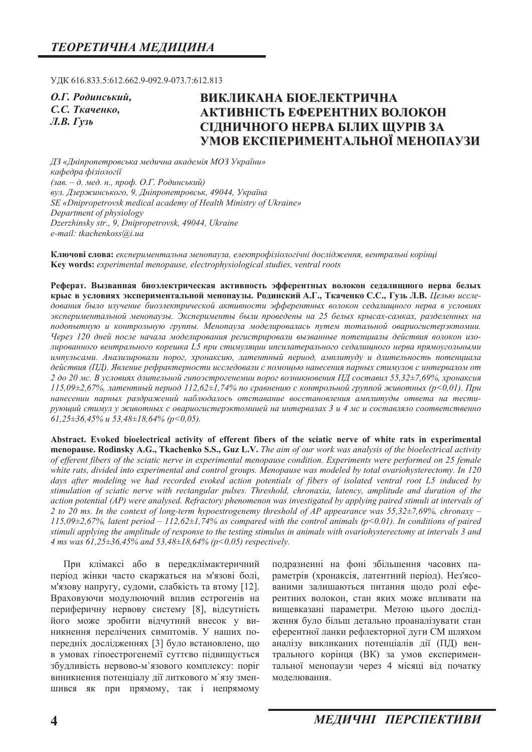УДК 616.833.5:612.662.9-092.9-073.7:612.813

*О.Г. Родинський,*
*С.С. Ткаченко,*
*Л.В. Гузь*

# ВИКЛИКАНА БІОЕЛЕКТРИЧНА АКТИВНІСТЬ ЕФЕРЕНТНИХ ВОЛОКОН СІДНИЧНОГО НЕРВА БІЛИХ ЩУРІВ ЗА УМОВ ЕКСПЕРИМЕНТАЛЬНОЇ МЕНОПАУЗИ

*ДЗ «Дніпропетровська медична академія МОЗ України»*
*кафедра фізіології*
*(зав. – д. мед. н., проф. О.Г. Родинський)*
*вул. Дзержинського, 9, Дніпропетровськ, 49044, Україна*
*SE «Dnipropetrovsk medical academy of Health Ministry of Ukraine»*
*Department of physiology*
*Dzerzhinsky str., 9, Dnipropetrovsk, 49044, Ukraine*
*e-mail: tkachenkoss@i.ua*

**Ключові слова:** *експериментальна менопауза, електрофізіологічні дослідження, вентральні корінці*
**Key words:** *experimental menopause, electrophysiological studies, ventral roots*

**Реферат. Вызванная биоэлектрическая активность эфферентных волокон седалищного нерва белых крыс в условиях экспериментальной менопаузы. Родинский А.Г., Ткаченко С.С., Гузь Л.В.** *Целью исследования было изучение биоэлектрической активности эфферентных волокон седалищного нерва в условиях экспериментальной менопаузы. Эксперименты были проведены на 25 белых крысах-самках, разделенных на подопытную и контрольную группы. Менопауза моделировалась путем тотальной овариогистерэктомии. Через 120 дней после начала моделирования регистрировали вызванные потенциалы действия волокон изолированного вентрального корешка L5 при стимуляции ипсилатерального седалищного нерва прямоугольными импульсами. Анализировали порог, хронаксию, латентный период, амплитуду и длительность потенциала действия (ПД). Явление рефрактерности исследовали с помощью нанесения парных стимулов с интервалом от 2 до 20 мс. В условиях длительной гипоэстрогенемии порог возникновения ПД составил 55,32±7,69%, хронаксия 115,09±2,67%, латентный период 112,62±1,74% по сравнению с контрольной группой животных (p<0,01). При нанесении парных раздражений наблюдалось отставание восстановления амплитуды ответа на тестирующий стимул у животных с овариогистерэктомией на интервалах 3 и 4 мс и составляло соответственно 61,25±36,45% и 53,48±18,64% (p<0,05).*

**Abstract. Evoked bioelectrical activity of efferent fibers of the sciatic nerve of white rats in experimental menopause. Rodinsky A.G., Tkachenko S.S., Guz L.V.** *The aim of our work was analysis of the bioelectrical activity of efferent fibers of the sciatic nerve in experimental menopause condition. Experiments were performed on 25 female white rats, divided into experimental and control groups. Menopause was modeled by total ovariohysterectomy. In 120 days after modeling we had recorded evoked action potentials of fibers of isolated ventral root L5 induced by stimulation of sciatic nerve with rectangular pulses. Threshold, chronaxia, latency, amplitude and duration of the action potential (AP) were analysed. Refractory phenomenon was investigated by applying paired stimuli at intervals of 2 to 20 ms. In the context of long-term hypoestrogenemy threshold of AP appearance was 55,32±7,69%, chronaxy – 115,09±2,67%, latent period – 112,62±1,74% as compared with the control animals (p<0.01). In conditions of paired stimuli applying the amplitude of response to the testing stimulus in animals with ovariohysterectomy at intervals 3 and 4 ms was 61,25±36,45% and 53,48±18,64% (p<0.05) respectively.*

При клімаксі або в передклімактеричний період жінки часто скаржаться на м'язові болі, м'язову напругу, судоми, слабкість та втому [12]. Враховуючи модулюючий вплив естрогенів на периферичну нервову систему [8], відсутність його може зробити відчутний внесок у виникнення перелічених симптомів. У наших попередніх дослідженнях [3] було встановлено, що в умовах гіпоестрогенемії суттєво підвищується збудливість нервово-м`язового комплексу: поріг виникнення потенціалу дії литкового м`язу зменшився як при прямому, так і непрямому подразненні на фоні збільшення часових параметрів (хронаксія, латентний період). Нез'ясованими залишаються питання щодо ролі еферентних волокон, стан яких може впливати на вищевказані параметри. Метою цього дослідження було більш детально проаналізувати стан еферентної ланки рефлекторної дуги СМ шляхом аналізу викликаних потенціалів дії (ПД) вентрального корінця (ВК) за умов експериментальної менопаузи через 4 місяці від початку моделювання.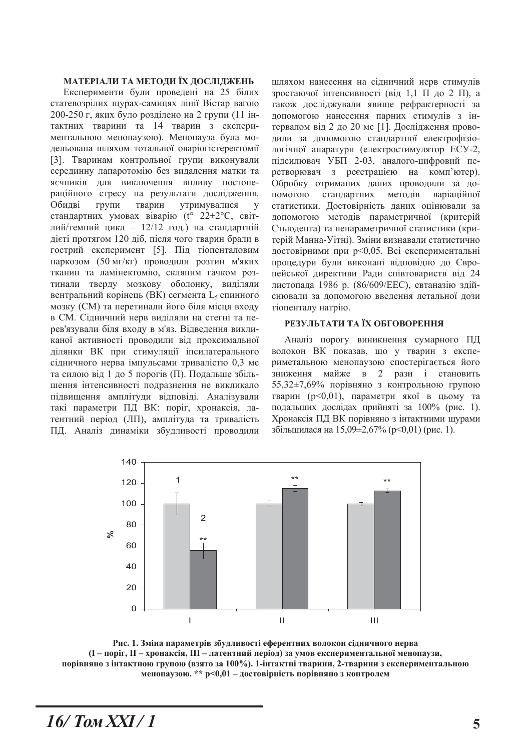## МАТЕРІАЛИ ТА МЕТОДИ ЇХ ДОСЛІДЖЕНЬ

Експерименти були проведені на 25 білих статевозрілих щурах-самицях лінії Вістар вагою 200-250 г, яких було розділено на 2 групи (11 інтактних тварини та 14 тварин з експериментальною менопаузою). Менопауза була модельована шляхом тотальної оваріогістеректомії [3]. Тваринам контрольної групи виконували серединну лапаротомію без видалення матки та яєчників для виключення впливу постопераційного стресу на результати дослідження. Обидві групи тварин утримувалися у стандартних умовах віварію (t° 22±2°C, світлий/темний цикл – 12/12 год.) на стандартній дієті протягом 120 діб, після чого тварин брали в гострий експеримент [5]. Під тіопенталовим наркозом (50 мг/кг) проводили розтин м'яких тканин та ламінектомію, скляним гачком розтинали тверду мозкову оболонку, виділяли вентральний корінець (ВК) сегмента $L_5$ спинного мозку (СМ) та перетинали його біля місця входу в СМ. Сідничний нерв виділяли на стегні та перев'язували біля входу в м'яз. Відведення викликаної активності проводили від проксимальної ділянки ВК при стимуляції іпсилатерального сідничного нерва імпульсами тривалістю 0,3 мс та силою від 1 до 5 порогів (П). Подальше збільшення інтенсивності подразнення не викликало підвищення амплітуди відповіді. Аналізували такі параметри ПД ВК: поріг, хронаксія, латентний період (ЛП), амплітуда та тривалість ПД. Аналіз динаміки збудливості проводили шляхом нанесення на сідничний нерв стимулів зростаючої інтенсивності (від 1,1 П до 2 П), а також досліджували явище рефрактерності за допомогою нанесення парних стимулів з інтервалом від 2 до 20 мс [1]. Дослідження проводили за допомогою стандартної електрофізіологічної апаратури (електростимулятор ЕСУ-2, підсилювач УБП 2-03, аналого-цифровий перетворювач з реєстрацією на комп'ютер). Обробку отриманих даних проводили за допомогою стандартних методів варіаційної статистики. Достовірність даних оцінювали за допомогою методів параметричної (критерій Стьюдента) та непараметричної статистики (критерій Манна-Уітні). Зміни визнавали статистично достовірними при $p<0,05$. Всі експериментальні процедури були виконані відповідно до Європейської директиви Ради співтовариств від 24 листопада 1986 р. (86/609/EEC), евтаназію здійснювали за допомогою введення летальної дози тіопенталу натрію.

## РЕЗУЛЬТАТИ ТА ЇХ ОБГОВОРЕННЯ

Аналіз порогу виникнення сумарного ПД волокон ВК показав, що у тварин з експериментальною менопаузою спостерігається його зниження майже в 2 рази і становить 55,32±7,69% порівняно з контрольною групою тварин ($p<0,01$), параметри якої в цьому та подальших дослідах прийняті за 100% (рис. 1). Хронаксія ПД ВК порівняно з інтактними щурами збільшилася на 15,09±2,67% ($p<0,01$) (рис. 1).

**Рис. 1. Зміна параметрів збудливості еферентних волокон сідничного нерва (I – поріг, II – хронаксія, III – латентний період) за умов експериментальної менопаузи, порівняно з інтактною групою (взято за 100%). 1-інтактні тварини, 2-тварини з експериментальною менопаузою. ** $p<0,01$ – достовірність порівняно з контролем**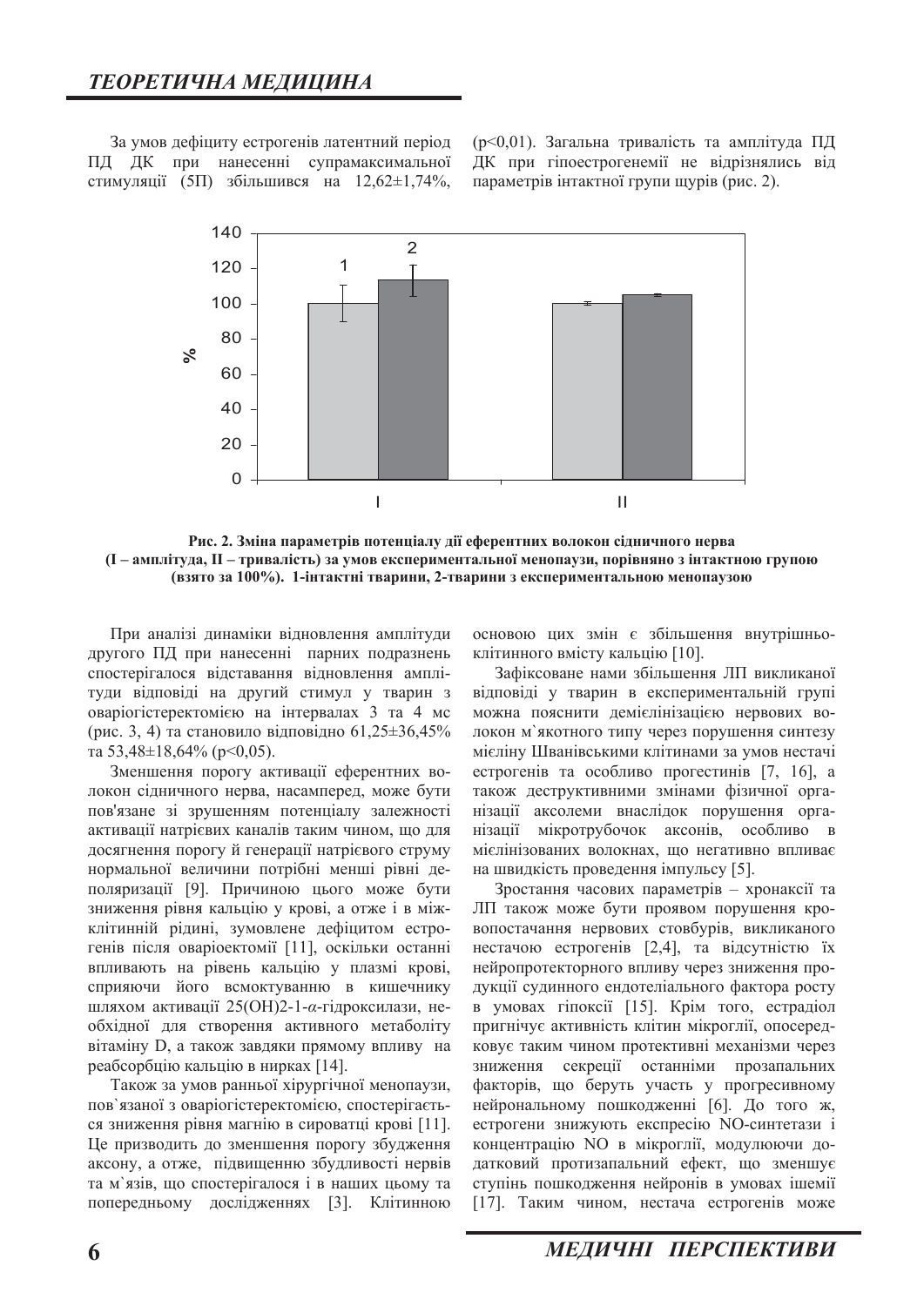За умов дефіциту естрогенів латентний період ПД ДК при нанесенні супрамаксимальної стимуляції (5П) збільшився на 12,62±1,74%, (p<0,01). Загальна тривалість та амплітуда ПД ДК при гіпоестрогенемії не відрізнялись від параметрів інтактної групи щурів (рис. 2).

**Рис. 2. Зміна параметрів потенціалу дії еферентних волокон сідничного нерва (I – амплітуда, II – тривалість) за умов експериментальної менопаузи, порівняно з інтактною групою (взято за 100%). 1-інтактні тварини, 2-тварини з експериментальною менопаузою**

При аналізі динаміки відновлення амплітуди другого ПД при нанесенні парних подразнень спостерігалося відставання відновлення амплітуди відповіді на другий стимул у тварин з оваріогістеректомією на інтервалах 3 та 4 мс (рис. 3, 4) та становило відповідно 61,25±36,45% та 53,48±18,64% (p<0,05).

Зменшення порогу активації еферентних волокон сідничного нерва, насамперед, може бути пов'язане зі зрушенням потенціалу залежності активації натрієвих каналів таким чином, що для досягнення порогу й генерації натрієвого струму нормальної величини потрібні менші рівні деполяризації [9]. Причиною цього може бути зниження рівня кальцію у крові, а отже і в міжклітинній рідині, зумовлене дефіцитом естрогенів після оваріоектомії [11], оскільки останні впливають на рівень кальцію у плазмі крові, сприяючи його всмоктуванню в кишечнику шляхом активації 25(OH)2-1-$\alpha$-гідроксилази, необхідної для створення активного метаболіту вітаміну D, а також завдяки прямому впливу на реабсорбцію кальцію в нирках [14].

Також за умов ранньої хірургічної менопаузи, пов`язаної з оваріогістеректомією, спостерігається зниження рівня магнію в сироватці крові [11]. Це призводить до зменшення порогу збудження аксону, а отже, підвищенню збудливості нервів та м`язів, що спостерігалося і в наших цьому та попередньому дослідженнях [3]. Клітинною основою цих змін є збільшення внутрішньоклітинного вмісту кальцію [10].

Зафіксоване нами збільшення ЛП викликаної відповіді у тварин в експериментальній групі можна пояснити демієлінізацією нервових волокон м`якотного типу через порушення синтезу мієліну Шванівськими клітинами за умов нестачі естрогенів та особливо прогестинів [7, 16], а також деструктивними змінами фізичної організації аксолеми внаслідок порушення організації мікротрубочок аксонів, особливо в мієлінізованих волокнах, що негативно впливає на швидкість проведення імпульсу [5].

Зростання часових параметрів – хронаксії та ЛП також може бути проявом порушення кровопостачання нервових стовбурів, викликаного нестачою естрогенів [2,4], та відсутністю їх нейропротекторного впливу через зниження продукції судинного ендотеліального фактора росту в умовах гіпоксії [15]. Крім того, естрадіол пригнічує активність клітин мікроглії, опосередковує таким чином протективні механізми через зниження секреції останніми прозапальних факторів, що беруть участь у прогресивному нейрональному пошкодженні [6]. До того ж, естрогени знижують експресію NO-синтетази і концентрацію NO в мікроглії, модулюючи додатковий протизапальний ефект, що зменшує ступінь пошкодження нейронів в умовах ішемії [17]. Таким чином, нестача естрогенів може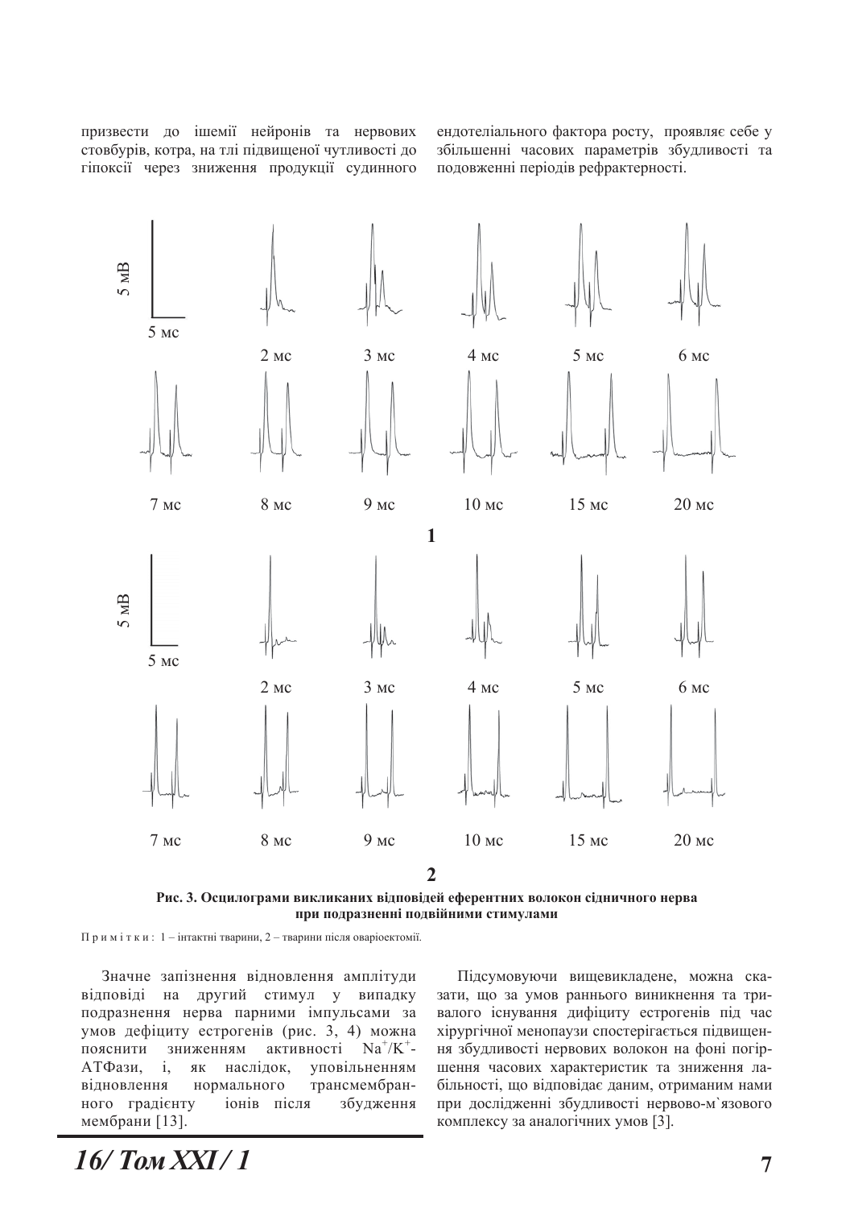призвести до ішемії нейронів та нервових стовбурів, котра, на тлі підвищеної чутливості до гіпоксії через зниження продукції судинного ендотеліального фактора росту, проявляє себе у збільшенні часових параметрів збудливості та подовженні періодів рефрактерності.

**Рис. 3. Осцилограми викликаних відповідей еферентних волокон сідничного нерва при подразненні подвійними стимулами**

Примітки: 1 – інтактні тварини, 2 – тварини після оваріоектомії.

Значне запізнення відновлення амплітуди відповіді на другий стимул у випадку подразнення нерва парними імпульсами за умов дефіциту естрогенів (рис. 3, 4) можна пояснити зниженням активності $Na^+/K^+$-АТФази, і, як наслідок, уповільненням відновлення нормального трансмембранного градієнту іонів після збудження мембрани [13].

Підсумовуючи вищевикладене, можна сказати, що за умов раннього виникнення та тривалого існування дифіциту естрогенів під час хірургічної менопаузи спостерігається підвищення збудливості нервових волокон на фоні погіршення часових характеристик та зниження лабільності, що відповідає даним, отриманим нами при дослідженні збудливості нервово-м`язового комплексу за аналогічних умов [3].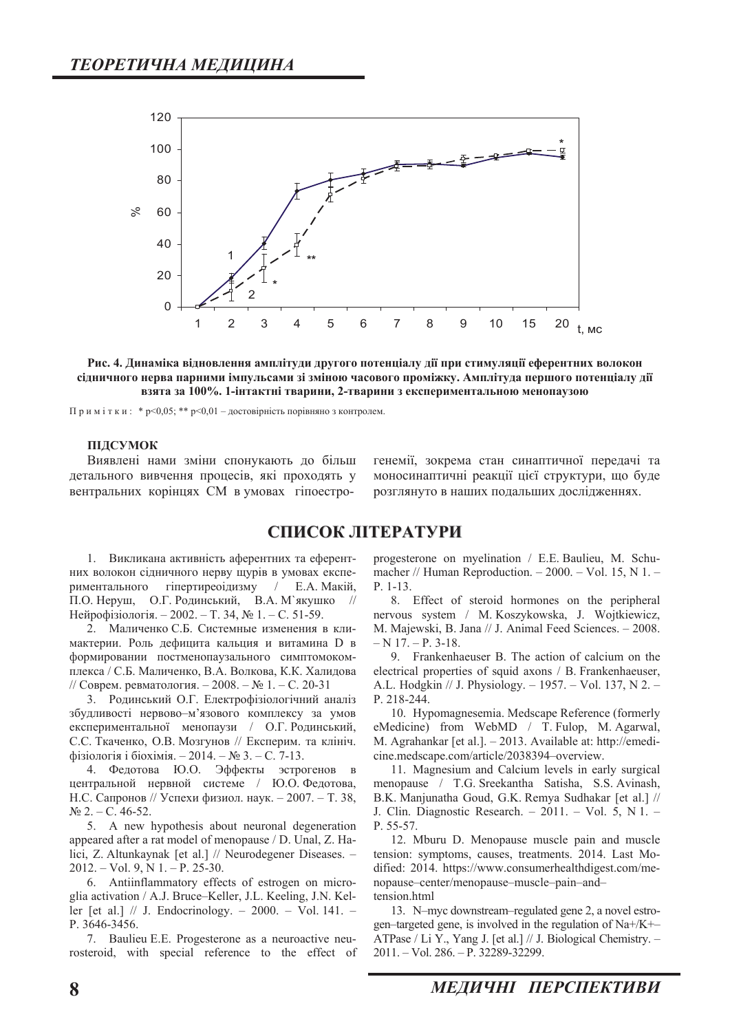Рис. 4. Динаміка відновлення амплітуди другого потенціалу дії при стимуляції еферентних волокон сідничного нерва парними імпульсами зі зміною часового проміжку. Амплітуда першого потенціалу дії взята за 100%. 1-інтактні тварини, 2-тварини з експериментальною менопаузою

Примітки: * p<0,05; ** p<0,01 – достовірність порівняно з контролем.

**ПІДСУМОК**

Виявлені нами зміни спонукають до більш детального вивчення процесів, які проходять у вентральних корінцях СМ в умовах гіпоестрогенемії, зокрема стан синаптичної передачі та моносинаптичні реакції цієї структури, що буде розглянуто в наших подальших дослідженнях.

## СПИСОК ЛІТЕРАТУРИ

1. Викликана активність аферентних та еферентних волокон сідничного нерву щурів в умовах експериментального гіпертиреоїдизму / Е.А. Макій, П.О. Неруш, О.Г. Родинський, В.А. М`якушко // Нейрофізіологія. – 2002. – Т. 34, № 1. – С. 51-59.
2. Маличенко С.Б. Системные изменения в климактерии. Роль дефицита кальция и витамина D в формировании постменопаузального симптомокомплекса / С.Б. Маличенко, В.А. Волкова, К.К. Халидова // Соврем. ревматология. – 2008. – № 1. – С. 20-31
3. Родинський О.Г. Електрофізіологічний аналіз збудливості нервово–м'язового комплексу за умов експериментальної менопаузи / О.Г. Родинський, С.С. Ткаченко, О.В. Мозгунов // Експерим. та клініч. фізіологія і біохімія. – 2014. – № 3. – С. 7-13.
4. Федотова Ю.О. Эффекты эстрогенов в центральной нервной системе / Ю.О. Федотова, Н.С. Сапронов // Успехи физиол. наук. – 2007. – Т. 38, № 2. – С. 46-52.
5. A new hypothesis about neuronal degeneration appeared after a rat model of menopause / D. Unal, Z. Halici, Z. Altunkaynak [et al.] // Neurodegener Diseases. – 2012. – Vol. 9, N 1. – P. 25-30.
6. Antiinflammatory effects of estrogen on microglia activation / A.J. Bruce–Keller, J.L. Keeling, J.N. Keller [et al.] // J. Endocrinology. – 2000. – Vol. 141. – P. 3646-3456.
7. Baulieu E.E. Progesterone as a neuroactive neurosteroid, with special reference to the effect of progesterone on myelination / E.E. Baulieu, M. Schumacher // Human Reproduction. – 2000. – Vol. 15, N 1. – P. 1-13.
8. Effect of steroid hormones on the peripheral nervous system / M. Koszykowska, J. Wojtkiewicz, M. Majewski, B. Jana // J. Animal Feed Sciences. – 2008. – N 17. – P. 3-18.
9. Frankenhaeuser B. The action of calcium on the electrical properties of squid axons / B. Frankenhaeuser, A.L. Hodgkin // J. Physiology. – 1957. – Vol. 137, N 2. – P. 218-244.
10. Hypomagnesemia. Medscape Reference (formerly eMedicine) from WebMD / T. Fulop, M. Agarwal, M. Agrahankar [et al.]. – 2013. Available at: http://emedicine.medscape.com/article/2038394–overview.
11. Magnesium and Calcium levels in early surgical menopause / T.G. Sreekantha Satisha, S.S. Avinash, B.K. Manjunatha Goud, G.K. Remya Sudhakar [et al.] // J. Clin. Diagnostic Research. – 2011. – Vol. 5, N 1. – P. 55-57.
12. Mburu D. Menopause muscle pain and muscle tension: symptoms, causes, treatments. 2014. Last Modified: 2014. https://www.consumerhealthdigest.com/menopause–center/menopause–muscle–pain–and–tension.html
13. N–myc downstream–regulated gene 2, a novel estrogen–targeted gene, is involved in the regulation of Na+/K+–ATPase / Li Y., Yang J. [et al.] // J. Biological Chemistry. – 2011. – Vol. 286. – P. 32289-32299.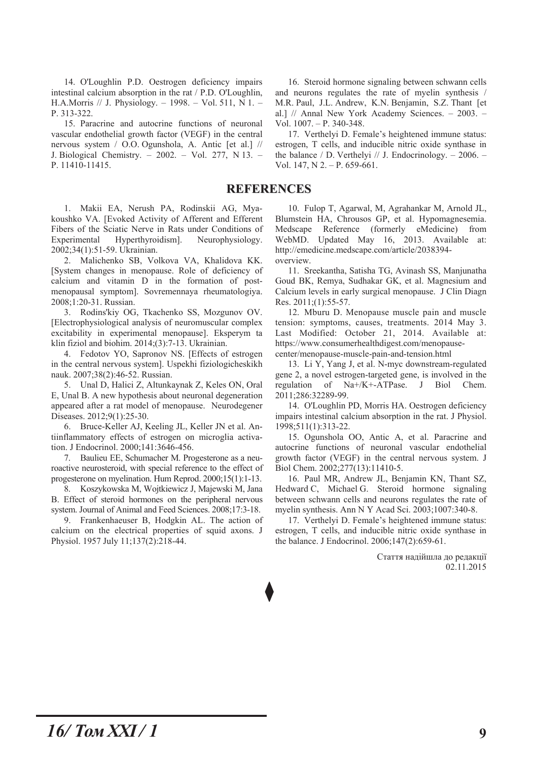14. O'Loughlin P.D. Oestrogen deficiency impairs intestinal calcium absorption in the rat / P.D. O'Loughlin, H.A.Morris // J. Physiology. – 1998. – Vol. 511, N 1. – P. 313-322.

15. Paracrine and autocrine functions of neuronal vascular endothelial growth factor (VEGF) in the central nervous system / O.O. Ogunshola, A. Antic [et al.] // J. Biological Chemistry. – 2002. – Vol. 277, N 13. – P. 11410-11415.

16. Steroid hormone signaling between schwann cells and neurons regulates the rate of myelin synthesis / M.R. Paul, J.L. Andrew, K.N. Benjamin, S.Z. Thant [et al.] // Annal New York Academy Sciences. – 2003. – Vol. 1007. – P. 340-348.

17. Verthelyi D. Female's heightened immune status: estrogen, T cells, and inducible nitric oxide synthase in the balance / D. Verthelyi // J. Endocrinology. – 2006. – Vol. 147, N 2. – P. 659-661.

## REFERENCES

1. Makii EA, Nerush PA, Rodinskii AG, Myakoushko VA. [Evoked Activity of Afferent and Efferent Fibers of the Sciatic Nerve in Rats under Conditions of Experimental Hyperthyroidism]. Neurophysiology. 2002;34(1):51-59. Ukrainian.

2. Malichenko SB, Volkova VA, Khalidova KK. [System changes in menopause. Role of deficiency of calcium and vitamin D in the formation of postmenopausal symptom]. Sovremennaya rheumatologiya. 2008;1:20-31. Russian.

3. Rodins'kiy OG, Tkachenko SS, Mozgunov OV. [Electrophysiological analysis of neuromuscular complex excitability in experimental menopause]. Eksperym ta klin fiziol and biohim. 2014;(3):7-13. Ukrainian.

4. Fedotov YO, Sapronov NS. [Effects of estrogen in the central nervous system]. Uspekhi fiziologicheskikh nauk. 2007;38(2):46-52. Russian.

5. Unal D, Halici Z, Altunkaynak Z, Keles ON, Oral E, Unal B. A new hypothesis about neuronal degeneration appeared after a rat model of menopause. Neurodegener Diseases. 2012;9(1):25-30.

6. Bruce-Keller AJ, Keeling JL, Keller JN et al. Antiinflammatory effects of estrogen on microglia activation. J Endocrinol. 2000;141:3646-456.

7. Baulieu EE, Schumacher M. Progesterone as a neuroactive neurosteroid, with special reference to the effect of progesterone on myelination. Hum Reprod. 2000;15(1):1-13.

8. Koszykowska M, Wojtkiewicz J, Majewski M, Jana B. Effect of steroid hormones on the peripheral nervous system. Journal of Animal and Feed Sciences. 2008;17:3-18.

9. Frankenhaeuser B, Hodgkin AL. The action of calcium on the electrical properties of squid axons. J Physiol. 1957 July 11;137(2):218-44.

10. Fulop T, Agarwal, M, Agrahankar M, Arnold JL, Blumstein HA, Chrousos GP, et al. Hypomagnesemia. Medscape Reference (formerly eMedicine) from WebMD. Updated May 16, 2013. Available at: http://emedicine.medscape.com/article/2038394-overview.

11. Sreekantha, Satisha TG, Avinash SS, Manjunatha Goud BK, Remya, Sudhakar GK, et al. Magnesium and Calcium levels in early surgical menopause. J Clin Diagn Res. 2011;(1):55-57.

12. Mburu D. Menopause muscle pain and muscle tension: symptoms, causes, treatments. 2014 May 3. Last Modified: October 21, 2014. Available at: https://www.consumerhealthdigest.com/menopause-center/menopause-muscle-pain-and-tension.html

13. Li Y, Yang J, et al. N-myc downstream-regulated gene 2, a novel estrogen-targeted gene, is involved in the regulation of Na+/K+-ATPase. J Biol Chem. 2011;286:32289-99.

14. O'Loughlin PD, Morris HA. Oestrogen deficiency impairs intestinal calcium absorption in the rat. J Physiol. 1998;511(1):313-22.

15. Ogunshola OO, Antic A, et al. Paracrine and autocrine functions of neuronal vascular endothelial growth factor (VEGF) in the central nervous system. J Biol Chem. 2002;277(13):11410-5.

16. Paul MR, Andrew JL, Benjamin KN, Thant SZ, Hedward C, Michael G. Steroid hormone signaling between schwann cells and neurons regulates the rate of myelin synthesis. Ann N Y Acad Sci. 2003;1007:340-8.

17. Verthelyi D. Female's heightened immune status: estrogen, T cells, and inducible nitric oxide synthase in the balance. J Endocrinol. 2006;147(2):659-61.

Стаття надійшла до редакції
02.11.2015